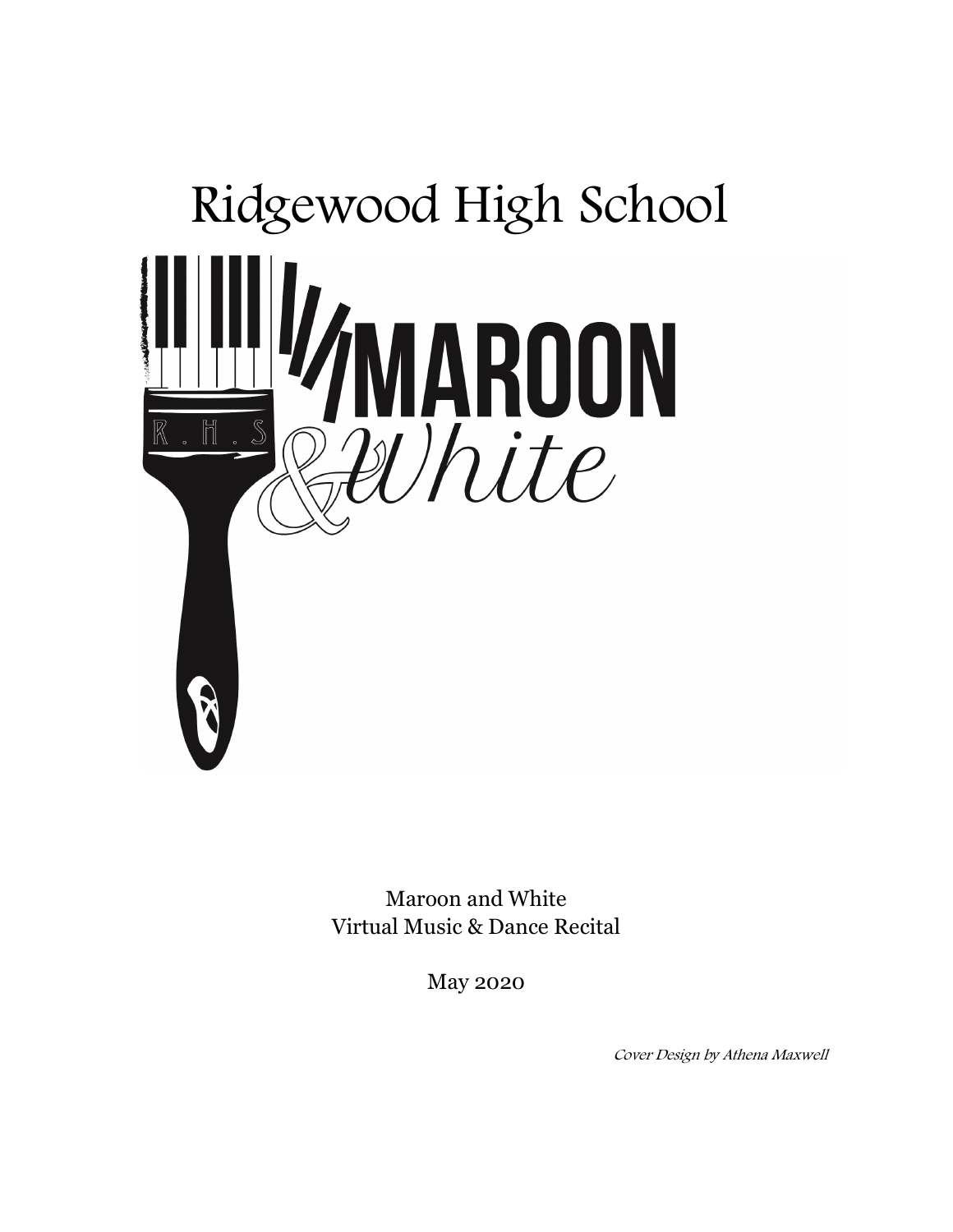# Ridgewood High School

MAROON & White

R . H . S

Maroon and White
Virtual Music & Dance Recital

May 2020

*Cover Design by Athena Maxwell*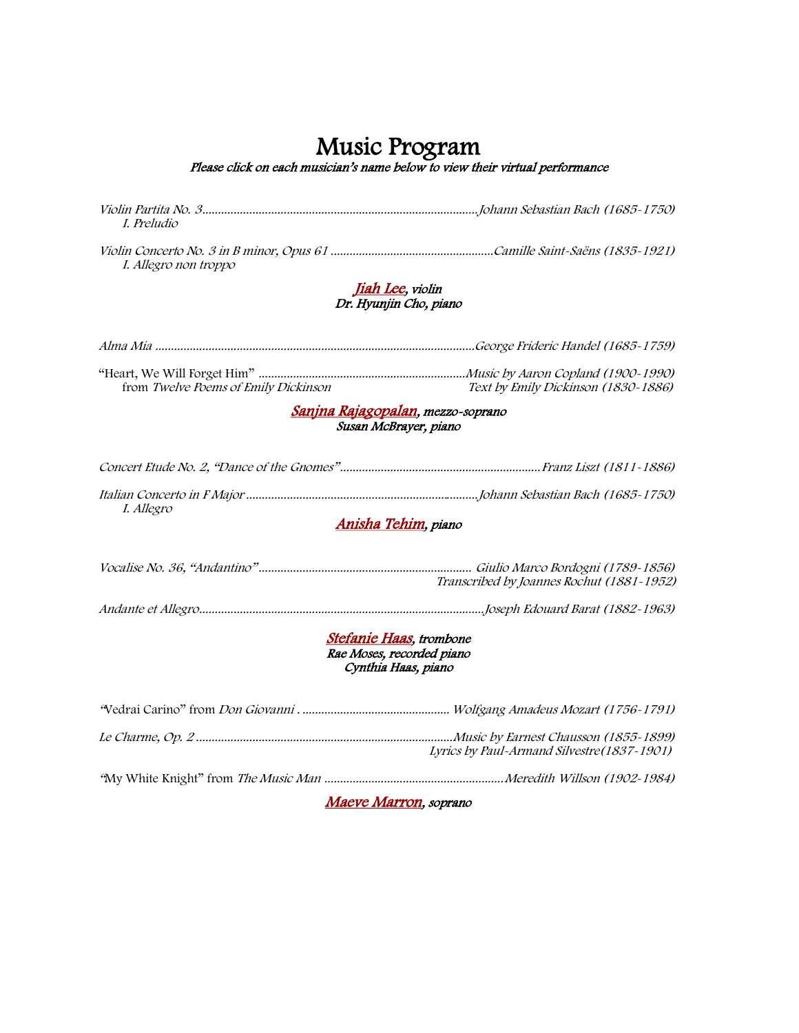# Music Program

*Please click on each musician's name below to view their virtual performance*

*Violin Partita No. 3*........................................................................................*Johann Sebastian Bach (1685-1750)*
*I. Preludio*

*Violin Concerto No. 3 in B minor, Opus 61* ....................................................*Camille Saint-Saëns (1835-1921)*
*I. Allegro non troppo*

***Jiah Lee**, violin*
*Dr. Hyunjin Cho, piano*

*Alma Mia* ......................................................................................................*George Frideric Handel (1685-1759)*

"Heart, We Will Forget Him" ..................................................................*Music by Aaron Copland (1900-1990)*
from *Twelve Poems of Emily Dickinson* *Text by Emily Dickinson (1830-1886)*

***Sanjna Rajagopalan**, mezzo-soprano*
*Susan McBrayer, piano*

*Concert Etude No. 2, "Dance of the Gnomes"*................................................................*Franz Liszt (1811-1886)*

*Italian Concerto in F Major* ..........................................................................*Johann Sebastian Bach (1685-1750)*
*I. Allegro*

***Anisha Tehim**, piano*

*Vocalise No. 36, "Andantino"*.................................................................... *Giulio Marco Bordogni (1789-1856)*
*Transcribed by Joannes Rochut (1881-1952)*

*Andante et Allegro*..........................................................................................*Joseph Edouard Barat (1882-1963)*

***Stefanie Haas**, trombone*
*Rae Moses, recorded piano*
*Cynthia Haas, piano*

"Vedrai Carino" from *Don Giovanni* . ............................................... *Wolfgang Amadeus Mozart (1756-1791)*

*Le Charme, Op. 2* ..................................................................................*Music by Earnest Chausson (1855-1899)*
*Lyrics by Paul-Armand Silvestre(1837-1901)*

"My White Knight" from *The Music Man* .........................................................*Meredith Willson (1902-1984)*

***Maeve Marron**, soprano*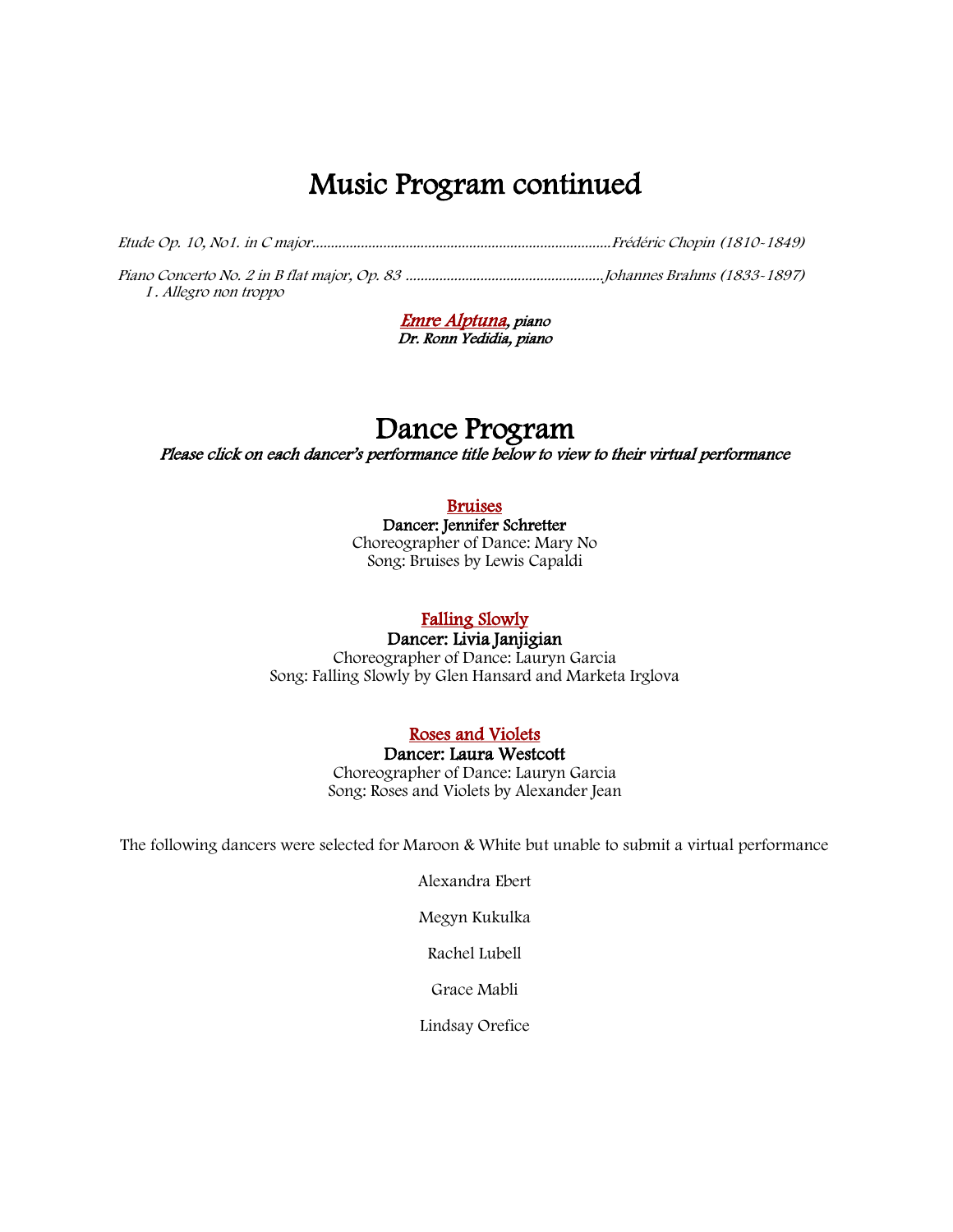# Music Program continued

*Etude Op. 10, No1. in C major..............................................................................Frédéric Chopin (1810-1849)*

*Piano Concerto No. 2 in B flat major, Op. 83 ....................................................Johannes Brahms (1833-1897)*
*I . Allegro non troppo*

***Emre Alptuna, piano***
***Dr. Ronn Yedidia, piano***

# Dance Program

***Please click on each dancer's performance title below to view to their virtual performance***

**Bruises**
**Dancer: Jennifer Schretter**
Choreographer of Dance: Mary No
Song: Bruises by Lewis Capaldi

**Falling Slowly**
**Dancer: Livia Janjigian**
Choreographer of Dance: Lauryn Garcia
Song: Falling Slowly by Glen Hansard and Marketa Irglova

**Roses and Violets**
**Dancer: Laura Westcott**
Choreographer of Dance: Lauryn Garcia
Song: Roses and Violets by Alexander Jean

The following dancers were selected for Maroon & White but unable to submit a virtual performance

Alexandra Ebert

Megyn Kukulka

Rachel Lubell

Grace Mabli

Lindsay Orefice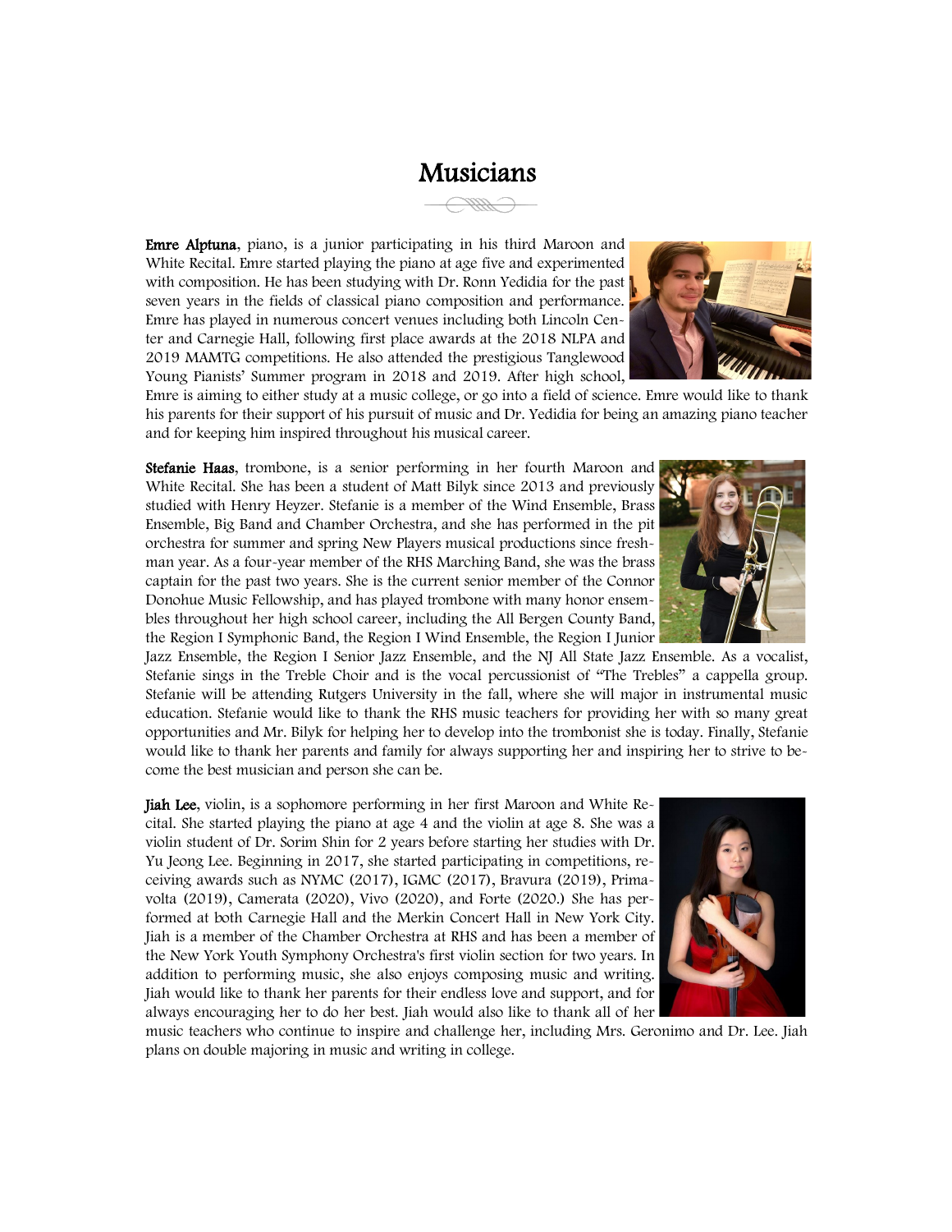# Musicians

**Emre Alptuna**, piano, is a junior participating in his third Maroon and White Recital. Emre started playing the piano at age five and experimented with composition. He has been studying with Dr. Ronn Yedidia for the past seven years in the fields of classical piano composition and performance. Emre has played in numerous concert venues including both Lincoln Center and Carnegie Hall, following first place awards at the 2018 NLPA and 2019 MAMTG competitions. He also attended the prestigious Tanglewood Young Pianists' Summer program in 2018 and 2019. After high school, Emre is aiming to either study at a music college, or go into a field of science. Emre would like to thank his parents for their support of his pursuit of music and Dr. Yedidia for being an amazing piano teacher and for keeping him inspired throughout his musical career.

**Stefanie Haas**, trombone, is a senior performing in her fourth Maroon and White Recital. She has been a student of Matt Bilyk since 2013 and previously studied with Henry Heyzer. Stefanie is a member of the Wind Ensemble, Brass Ensemble, Big Band and Chamber Orchestra, and she has performed in the pit orchestra for summer and spring New Players musical productions since freshman year. As a four-year member of the RHS Marching Band, she was the brass captain for the past two years. She is the current senior member of the Connor Donohue Music Fellowship, and has played trombone with many honor ensembles throughout her high school career, including the All Bergen County Band, the Region I Symphonic Band, the Region I Wind Ensemble, the Region I Junior Jazz Ensemble, the Region I Senior Jazz Ensemble, and the NJ All State Jazz Ensemble. As a vocalist, Stefanie sings in the Treble Choir and is the vocal percussionist of "The Trebles" a cappella group. Stefanie will be attending Rutgers University in the fall, where she will major in instrumental music education. Stefanie would like to thank the RHS music teachers for providing her with so many great opportunities and Mr. Bilyk for helping her to develop into the trombonist she is today. Finally, Stefanie would like to thank her parents and family for always supporting her and inspiring her to strive to become the best musician and person she can be.

**Jiah Lee**, violin, is a sophomore performing in her first Maroon and White Recital. She started playing the piano at age 4 and the violin at age 8. She was a violin student of Dr. Sorim Shin for 2 years before starting her studies with Dr. Yu Jeong Lee. Beginning in 2017, she started participating in competitions, receiving awards such as NYMC (2017), IGMC (2017), Bravura (2019), Primavolta (2019), Camerata (2020), Vivo (2020), and Forte (2020.) She has performed at both Carnegie Hall and the Merkin Concert Hall in New York City. Jiah is a member of the Chamber Orchestra at RHS and has been a member of the New York Youth Symphony Orchestra's first violin section for two years. In addition to performing music, she also enjoys composing music and writing. Jiah would like to thank her parents for their endless love and support, and for always encouraging her to do her best. Jiah would also like to thank all of her music teachers who continue to inspire and challenge her, including Mrs. Geronimo and Dr. Lee. Jiah plans on double majoring in music and writing in college.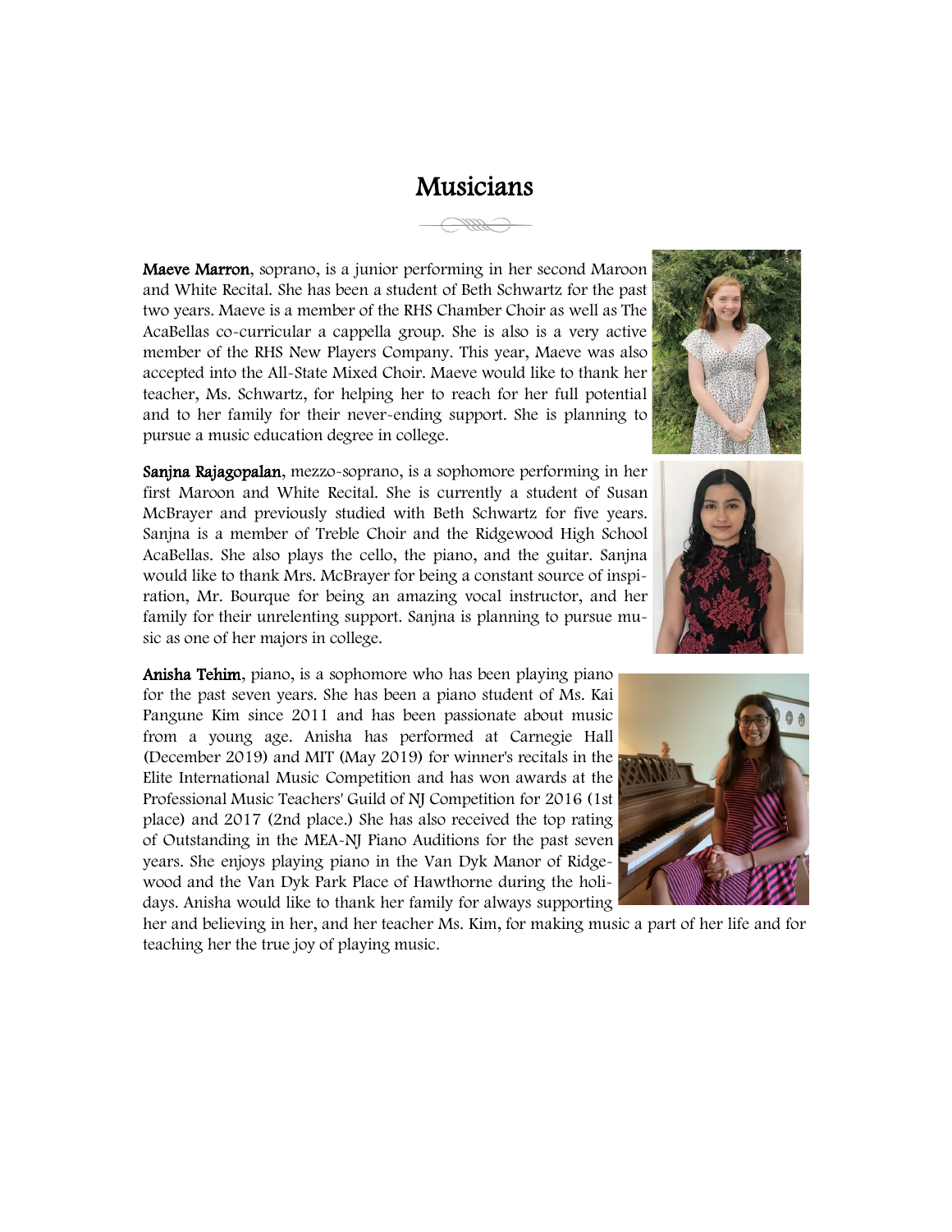# Musicians

**Maeve Marron**, soprano, is a junior performing in her second Maroon and White Recital. She has been a student of Beth Schwartz for the past two years. Maeve is a member of the RHS Chamber Choir as well as The AcaBellas co-curricular a cappella group. She is also is a very active member of the RHS New Players Company. This year, Maeve was also accepted into the All-State Mixed Choir. Maeve would like to thank her teacher, Ms. Schwartz, for helping her to reach for her full potential and to her family for their never-ending support. She is planning to pursue a music education degree in college.

**Sanjna Rajagopalan**, mezzo-soprano, is a sophomore performing in her first Maroon and White Recital. She is currently a student of Susan McBrayer and previously studied with Beth Schwartz for five years. Sanjna is a member of Treble Choir and the Ridgewood High School AcaBellas. She also plays the cello, the piano, and the guitar. Sanjna would like to thank Mrs. McBrayer for being a constant source of inspiration, Mr. Bourque for being an amazing vocal instructor, and her family for their unrelenting support. Sanjna is planning to pursue music as one of her majors in college.

**Anisha Tehim**, piano, is a sophomore who has been playing piano for the past seven years. She has been a piano student of Ms. Kai Pangune Kim since 2011 and has been passionate about music from a young age. Anisha has performed at Carnegie Hall (December 2019) and MIT (May 2019) for winner's recitals in the Elite International Music Competition and has won awards at the Professional Music Teachers' Guild of NJ Competition for 2016 (1st place) and 2017 (2nd place.) She has also received the top rating of Outstanding in the MEA-NJ Piano Auditions for the past seven years. She enjoys playing piano in the Van Dyk Manor of Ridgewood and the Van Dyk Park Place of Hawthorne during the holidays. Anisha would like to thank her family for always supporting her and believing in her, and her teacher Ms. Kim, for making music a part of her life and for teaching her the true joy of playing music.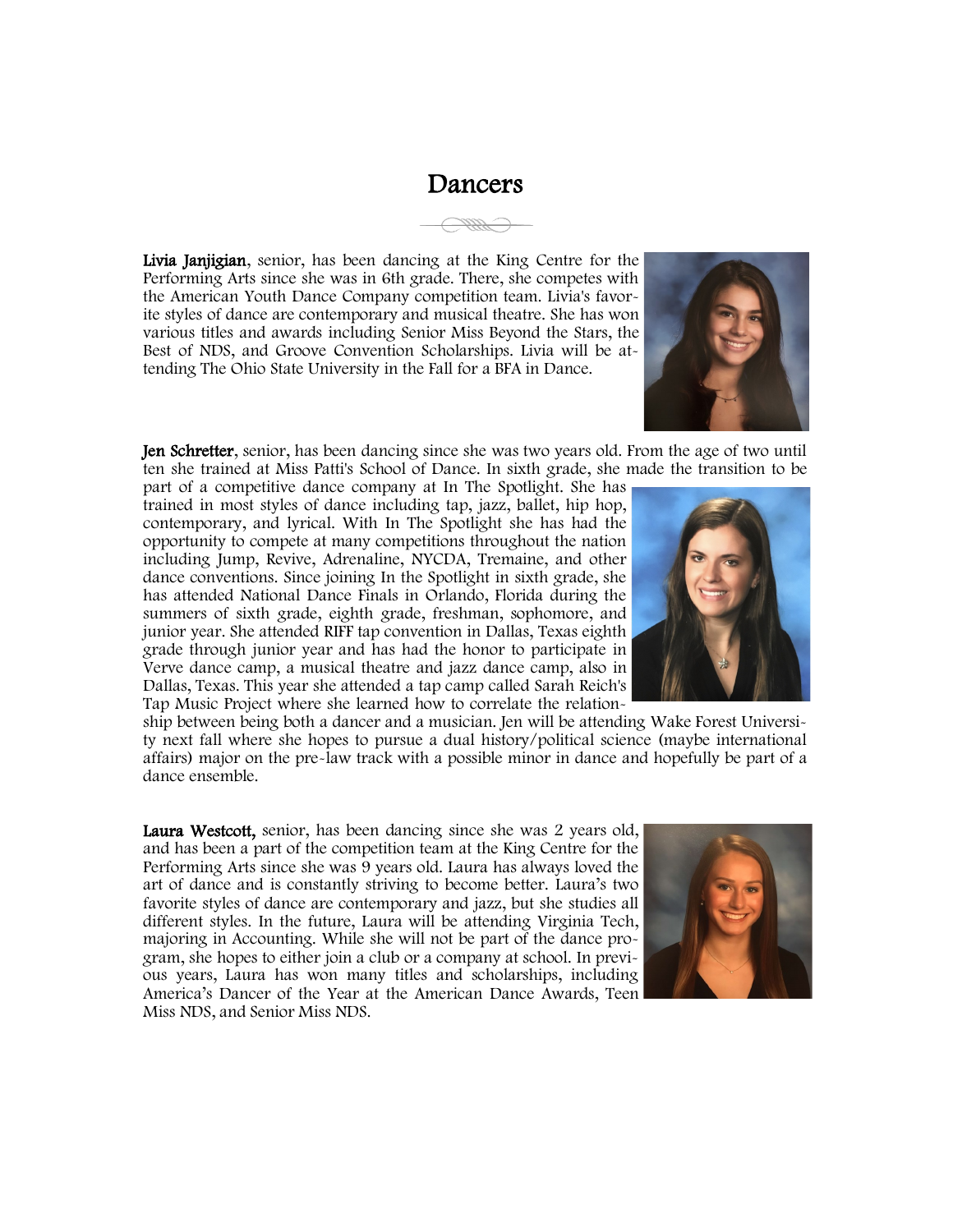# Dancers

**Livia Janjigian**, senior, has been dancing at the King Centre for the Performing Arts since she was in 6th grade. There, she competes with the American Youth Dance Company competition team. Livia's favorite styles of dance are contemporary and musical theatre. She has won various titles and awards including Senior Miss Beyond the Stars, the Best of NDS, and Groove Convention Scholarships. Livia will be attending The Ohio State University in the Fall for a BFA in Dance.

**Jen Schretter**, senior, has been dancing since she was two years old. From the age of two until ten she trained at Miss Patti's School of Dance. In sixth grade, she made the transition to be part of a competitive dance company at In The Spotlight. She has trained in most styles of dance including tap, jazz, ballet, hip hop, contemporary, and lyrical. With In The Spotlight she has had the opportunity to compete at many competitions throughout the nation including Jump, Revive, Adrenaline, NYCDA, Tremaine, and other dance conventions. Since joining In the Spotlight in sixth grade, she has attended National Dance Finals in Orlando, Florida during the summers of sixth grade, eighth grade, freshman, sophomore, and junior year. She attended RIFF tap convention in Dallas, Texas eighth grade through junior year and has had the honor to participate in Verve dance camp, a musical theatre and jazz dance camp, also in Dallas, Texas. This year she attended a tap camp called Sarah Reich's Tap Music Project where she learned how to correlate the relationship between being both a dancer and a musician. Jen will be attending Wake Forest University next fall where she hopes to pursue a dual history/political science (maybe international affairs) major on the pre-law track with a possible minor in dance and hopefully be part of a dance ensemble.

**Laura Westcott,** senior, has been dancing since she was 2 years old, and has been a part of the competition team at the King Centre for the Performing Arts since she was 9 years old. Laura has always loved the art of dance and is constantly striving to become better. Laura's two favorite styles of dance are contemporary and jazz, but she studies all different styles. In the future, Laura will be attending Virginia Tech, majoring in Accounting. While she will not be part of the dance program, she hopes to either join a club or a company at school. In previous years, Laura has won many titles and scholarships, including America's Dancer of the Year at the American Dance Awards, Teen Miss NDS, and Senior Miss NDS.